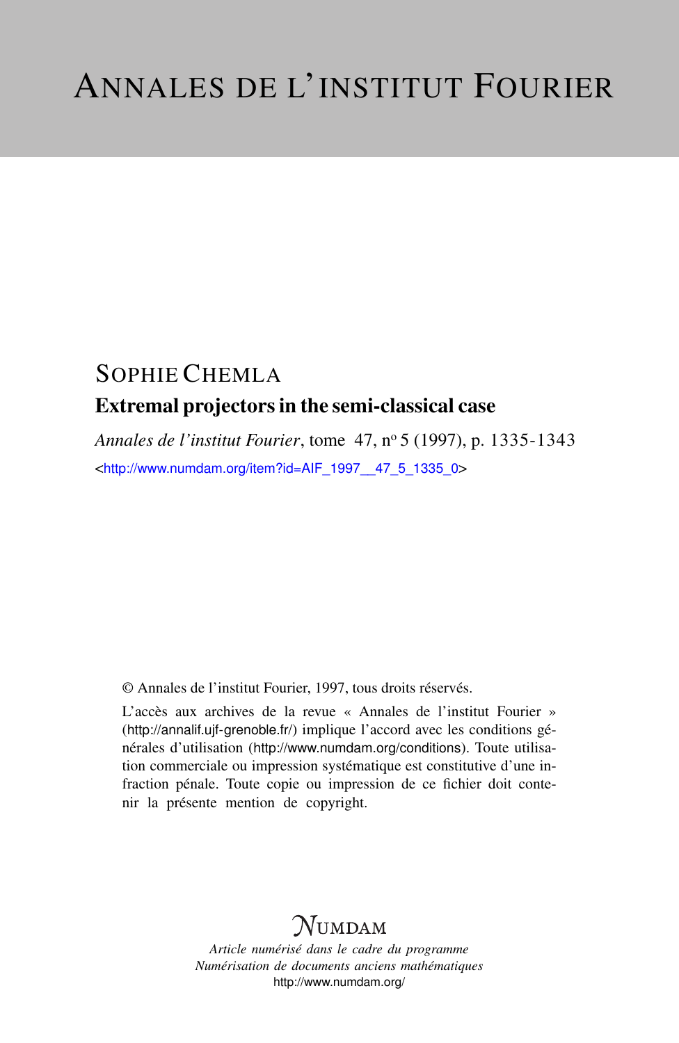# ANNALES DE L'INSTITUT FOURIER

SOPHIE CHEMLA

## Extremal projectors in the semi-classical case

*Annales de l'institut Fourier*, tome 47, n$^{o}$ 5 (1997), p. 1335-1343

<http://www.numdam.org/item?id=AIF_1997__47_5_1335_0>

© Annales de l'institut Fourier, 1997, tous droits réservés.

L'accès aux archives de la revue « Annales de l'institut Fourier » (http://annalif.ujf-grenoble.fr/) implique l'accord avec les conditions générales d'utilisation (http://www.numdam.org/conditions). Toute utilisation commerciale ou impression systématique est constitutive d'une infraction pénale. Toute copie ou impression de ce fichier doit contenir la présente mention de copyright.

NUMDAM

*Article numérisé dans le cadre du programme*
*Numérisation de documents anciens mathématiques*
http://www.numdam.org/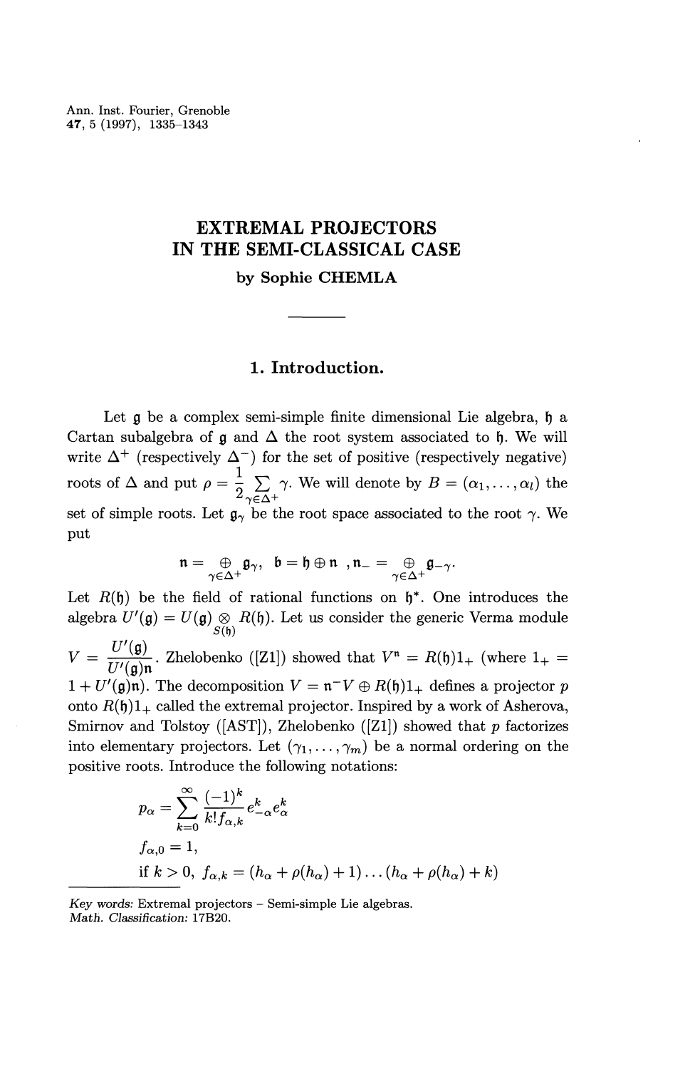Ann. Inst. Fourier, Grenoble
**47**, 5 (1997), 1335–1343

# EXTREMAL PROJECTORS IN THE SEMI-CLASSICAL CASE

**by Sophie CHEMLA**

## 1. Introduction.

Let $\mathfrak{g}$ be a complex semi-simple finite dimensional Lie algebra, $\mathfrak{h}$ a Cartan subalgebra of $\mathfrak{g}$ and $\Delta$ the root system associated to $\mathfrak{h}$. We will write $\Delta^+$ (respectively $\Delta^-$) for the set of positive (respectively negative) roots of $\Delta$ and put $\rho = \frac{1}{2} \sum_{\gamma \in \Delta^+} \gamma$. We will denote by $B = (\alpha_1, \ldots, \alpha_l)$ the set of simple roots. Let $\mathfrak{g}_\gamma$ be the root space associated to the root $\gamma$. We put

$$\mathfrak{n} = \underset{\gamma \in \Delta^+}{\oplus} \mathfrak{g}_\gamma, \quad \mathfrak{b} = \mathfrak{h} \oplus \mathfrak{n} \ , \mathfrak{n}_- = \underset{\gamma \in \Delta^+}{\oplus} \mathfrak{g}_{-\gamma}.$$

Let $R(\mathfrak{h})$ be the field of rational functions on $\mathfrak{h}^*$. One introduces the algebra $U'(\mathfrak{g}) = U(\mathfrak{g}) \underset{S(\mathfrak{h})}{\otimes} R(\mathfrak{h})$. Let us consider the generic Verma module $V = \frac{U'(\mathfrak{g})}{U'(\mathfrak{g})\mathfrak{n}}$. Zhelobenko ([Z1]) showed that $V^{\mathfrak{n}} = R(\mathfrak{h})1_+$ (where $1_+ = 1 + U'(\mathfrak{g})\mathfrak{n}$). The decomposition $V = \mathfrak{n}^- V \oplus R(\mathfrak{h})1_+$ defines a projector $p$ onto $R(\mathfrak{h})1_+$ called the extremal projector. Inspired by a work of Asherova, Smirnov and Tolstoy ([AST]), Zhelobenko ([Z1]) showed that $p$ factorizes into elementary projectors. Let $(\gamma_1, \ldots, \gamma_m)$ be a normal ordering on the positive roots. Introduce the following notations:

$$p_\alpha = \sum_{k=0}^{\infty} \frac{(-1)^k}{k! f_{\alpha,k}} e_{-\alpha}^k e_\alpha^k$$

$$f_{\alpha,0} = 1,$$

$$\text{if } k > 0, \ f_{\alpha,k} = (h_\alpha + \rho(h_\alpha) + 1) \ldots (h_\alpha + \rho(h_\alpha) + k)$$

*Key words*: Extremal projectors – Semi-simple Lie algebras.
*Math. Classification*: 17B20.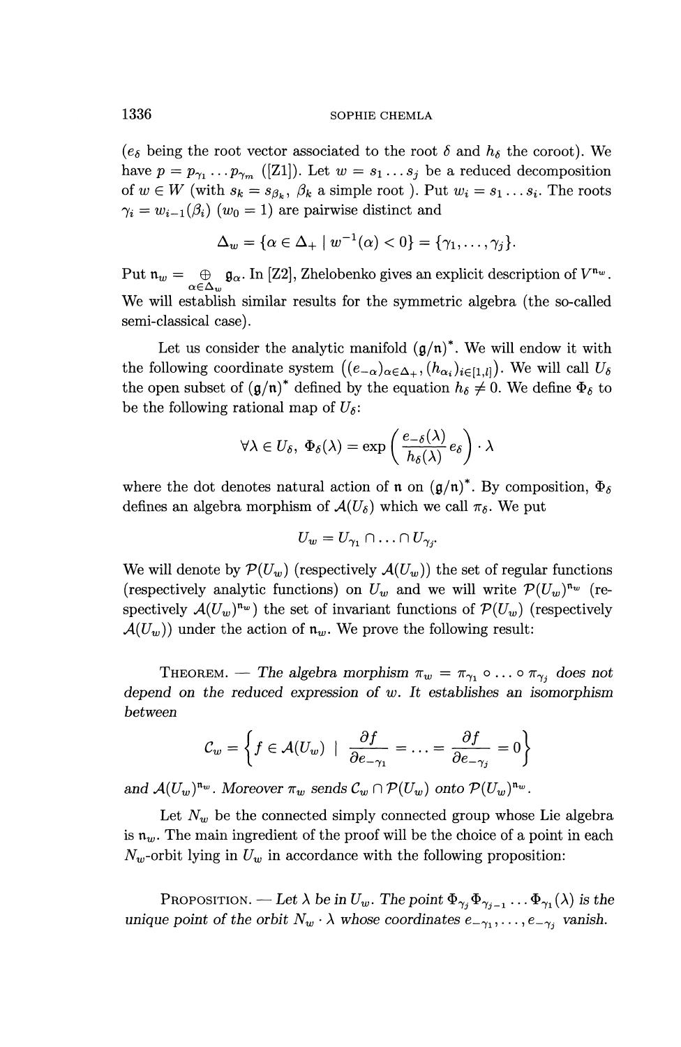($e_\delta$ being the root vector associated to the root $\delta$ and $h_\delta$ the coroot). We have $p = p_{\gamma_1} \dots p_{\gamma_m}$ ([Z1]). Let $w = s_1 \dots s_j$ be a reduced decomposition of $w \in W$ (with $s_k = s_{\beta_k}$, $\beta_k$ a simple root ). Put $w_i = s_1 \dots s_i$. The roots $\gamma_i = w_{i-1}(\beta_i)$ ($w_0 = 1$) are pairwise distinct and

$$\Delta_w = \{\alpha \in \Delta_+ \mid w^{-1}(\alpha) < 0\} = \{\gamma_1, \dots, \gamma_j\}.$$

Put $\mathfrak{n}_w = \underset{\alpha \in \Delta_w}{\oplus} \mathfrak{g}_\alpha$. In [Z2], Zhelobenko gives an explicit description of $V^{\mathfrak{n}_w}$. We will establish similar results for the symmetric algebra (the so-called semi-classical case).

Let us consider the analytic manifold $(\mathfrak{g}/\mathfrak{n})^*$. We will endow it with the following coordinate system $\left((e_{-\alpha})_{\alpha \in \Delta_+}, (h_{\alpha_i})_{i \in [1,l]}\right)$. We will call $U_\delta$ the open subset of $(\mathfrak{g}/\mathfrak{n})^*$ defined by the equation $h_\delta \neq 0$. We define $\Phi_\delta$ to be the following rational map of $U_\delta$:

$$\forall \lambda \in U_\delta,\ \Phi_\delta(\lambda) = \exp\left(\frac{e_{-\delta}(\lambda)}{h_\delta(\lambda)} e_\delta\right) \cdot \lambda$$

where the dot denotes natural action of $\mathfrak{n}$ on $(\mathfrak{g}/\mathfrak{n})^*$. By composition, $\Phi_\delta$ defines an algebra morphism of $\mathcal{A}(U_\delta)$ which we call $\pi_\delta$. We put

$$U_w = U_{\gamma_1} \cap \dots \cap U_{\gamma_j}.$$

We will denote by $\mathcal{P}(U_w)$ (respectively $\mathcal{A}(U_w)$) the set of regular functions (respectively analytic functions) on $U_w$ and we will write $\mathcal{P}(U_w)^{\mathfrak{n}_w}$ (respectively $\mathcal{A}(U_w)^{\mathfrak{n}_w}$) the set of invariant functions of $\mathcal{P}(U_w)$ (respectively $\mathcal{A}(U_w)$) under the action of $\mathfrak{n}_w$. We prove the following result:

THEOREM. — *The algebra morphism $\pi_w = \pi_{\gamma_1} \circ \dots \circ \pi_{\gamma_j}$ does not depend on the reduced expression of $w$. It establishes an isomorphism between*

$$\mathcal{C}_w = \left\{ f \in \mathcal{A}(U_w) \mid \frac{\partial f}{\partial e_{-\gamma_1}} = \dots = \frac{\partial f}{\partial e_{-\gamma_j}} = 0 \right\}$$

*and $\mathcal{A}(U_w)^{\mathfrak{n}_w}$. Moreover $\pi_w$ sends $\mathcal{C}_w \cap \mathcal{P}(U_w)$ onto $\mathcal{P}(U_w)^{\mathfrak{n}_w}$.*

Let $N_w$ be the connected simply connected group whose Lie algebra is $\mathfrak{n}_w$. The main ingredient of the proof will be the choice of a point in each $N_w$-orbit lying in $U_w$ in accordance with the following proposition:

PROPOSITION. — *Let $\lambda$ be in $U_w$. The point $\Phi_{\gamma_j} \Phi_{\gamma_{j-1}} \dots \Phi_{\gamma_1}(\lambda)$ is the unique point of the orbit $N_w \cdot \lambda$ whose coordinates $e_{-\gamma_1}, \dots, e_{-\gamma_j}$ vanish.*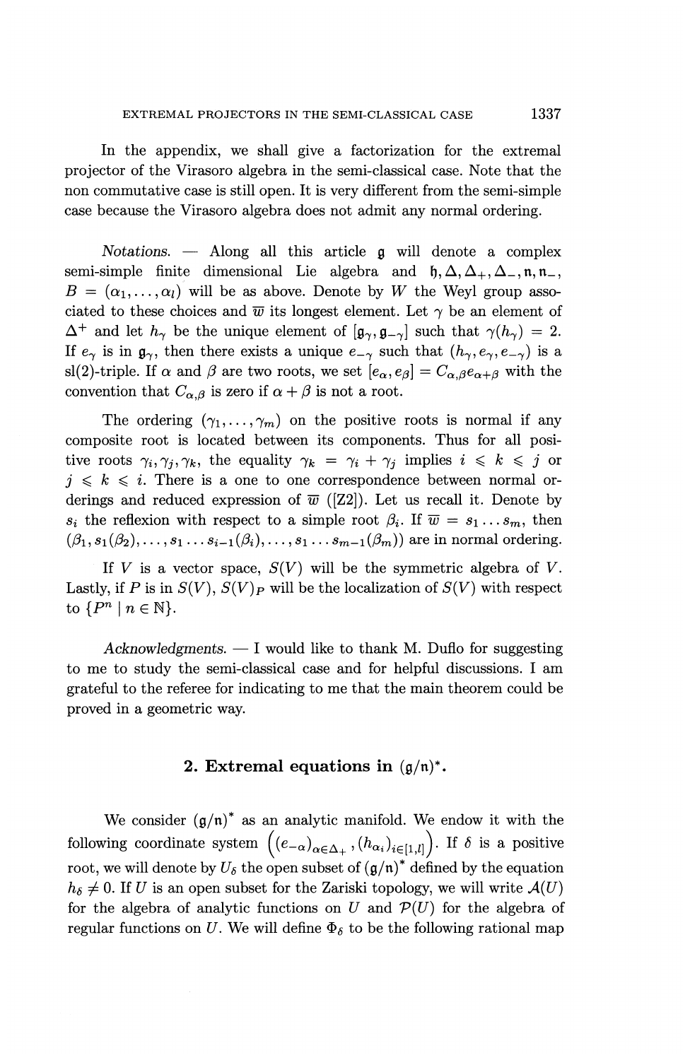In the appendix, we shall give a factorization for the extremal projector of the Virasoro algebra in the semi-classical case. Note that the non commutative case is still open. It is very different from the semi-simple case because the Virasoro algebra does not admit any normal ordering.

*Notations.* — Along all this article $\mathfrak{g}$ will denote a complex semi-simple finite dimensional Lie algebra and $\mathfrak{h}, \Delta, \Delta_+, \Delta_-, \mathfrak{n}, \mathfrak{n}_-$, $B = (\alpha_1, \dots, \alpha_l)$ will be as above. Denote by $W$ the Weyl group associated to these choices and $\overline{w}$ its longest element. Let $\gamma$ be an element of $\Delta^+$ and let $h_\gamma$ be the unique element of $[\mathfrak{g}_\gamma, \mathfrak{g}_{-\gamma}]$ such that $\gamma(h_\gamma) = 2$. If $e_\gamma$ is in $\mathfrak{g}_\gamma$, then there exists a unique $e_{-\gamma}$ such that $(h_\gamma, e_\gamma, e_{-\gamma})$ is a sl(2)-triple. If $\alpha$ and $\beta$ are two roots, we set $[e_\alpha, e_\beta] = C_{\alpha,\beta} e_{\alpha+\beta}$ with the convention that $C_{\alpha,\beta}$ is zero if $\alpha + \beta$ is not a root.

The ordering $(\gamma_1, \dots, \gamma_m)$ on the positive roots is normal if any composite root is located between its components. Thus for all positive roots $\gamma_i, \gamma_j, \gamma_k$, the equality $\gamma_k = \gamma_i + \gamma_j$ implies $i \leqslant k \leqslant j$ or $j \leqslant k \leqslant i$. There is a one to one correspondence between normal orderings and reduced expression of $\overline{w}$ ([Z2]). Let us recall it. Denote by $s_i$ the reflexion with respect to a simple root $\beta_i$. If $\overline{w} = s_1 \dots s_m$, then $(\beta_1, s_1(\beta_2), \dots, s_1 \dots s_{i-1}(\beta_i), \dots, s_1 \dots s_{m-1}(\beta_m))$ are in normal ordering.

If $V$ is a vector space, $S(V)$ will be the symmetric algebra of $V$. Lastly, if $P$ is in $S(V)$, $S(V)_P$ will be the localization of $S(V)$ with respect to $\{P^n \mid n \in \mathbb{N}\}$.

*Acknowledgments.* — I would like to thank M. Duflo for suggesting to me to study the semi-classical case and for helpful discussions. I am grateful to the referee for indicating to me that the main theorem could be proved in a geometric way.

## 2. Extremal equations in $(\mathfrak{g}/\mathfrak{n})^*$.

We consider $(\mathfrak{g}/\mathfrak{n})^*$ as an analytic manifold. We endow it with the following coordinate system $\left((e_{-\alpha})_{\alpha\in\Delta_+}, (h_{\alpha_i})_{i\in[1,l]}\right)$. If $\delta$ is a positive root, we will denote by $U_\delta$ the open subset of $(\mathfrak{g}/\mathfrak{n})^*$ defined by the equation $h_\delta \neq 0$. If $U$ is an open subset for the Zariski topology, we will write $\mathcal{A}(U)$ for the algebra of analytic functions on $U$ and $\mathcal{P}(U)$ for the algebra of regular functions on $U$. We will define $\Phi_\delta$ to be the following rational map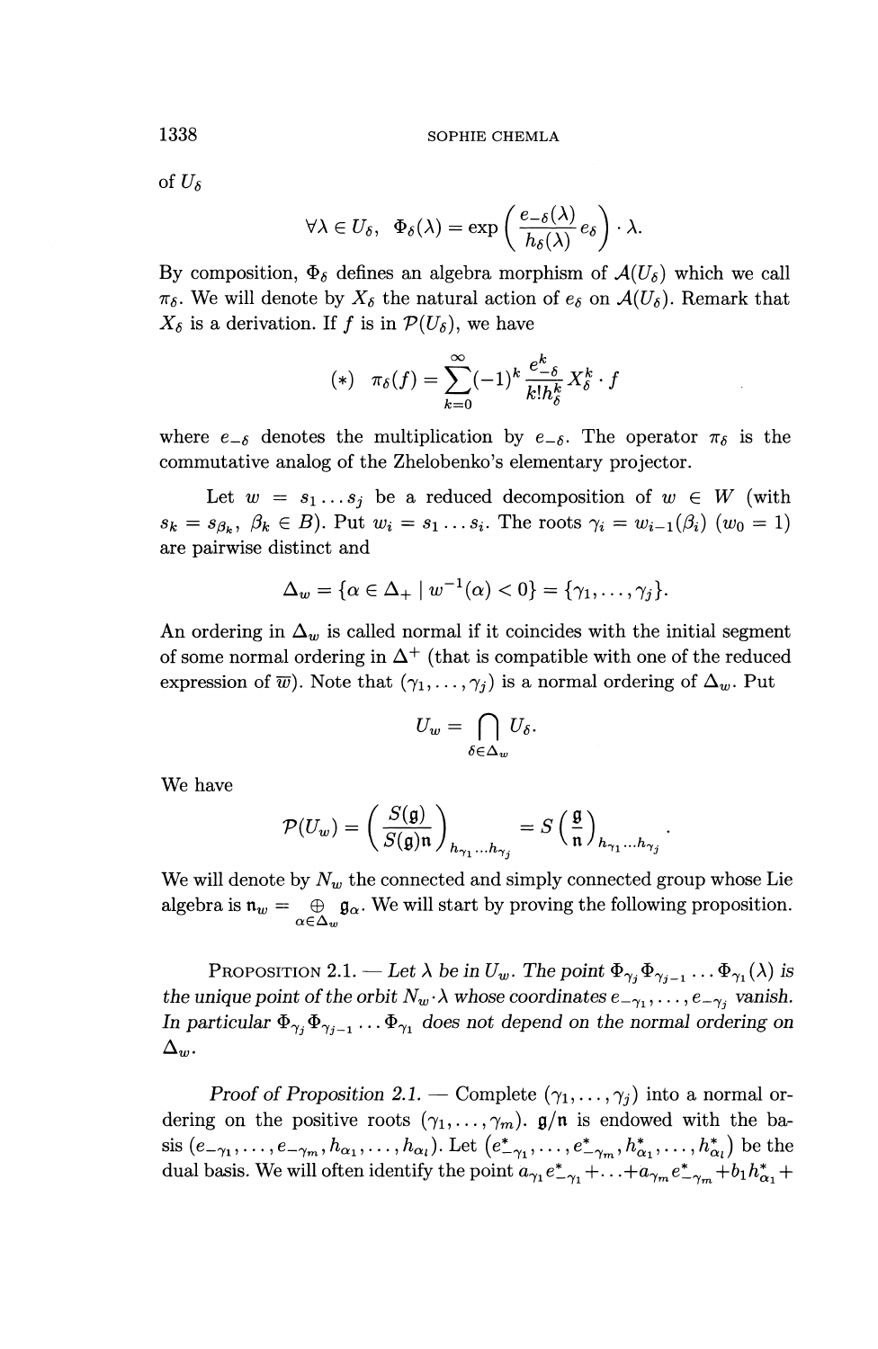of $U_\delta$

$$\forall \lambda \in U_\delta, \quad \Phi_\delta(\lambda) = \exp\left(\frac{e_{-\delta}(\lambda)}{h_\delta(\lambda)} e_\delta\right) \cdot \lambda.$$

By composition, $\Phi_\delta$ defines an algebra morphism of $\mathcal{A}(U_\delta)$ which we call $\pi_\delta$. We will denote by $X_\delta$ the natural action of $e_\delta$ on $\mathcal{A}(U_\delta)$. Remark that $X_\delta$ is a derivation. If $f$ is in $\mathcal{P}(U_\delta)$, we have

$$(*) \quad \pi_\delta(f) = \sum_{k=0}^{\infty} (-1)^k \frac{e_{-\delta}^k}{k! h_\delta^k} X_\delta^k \cdot f$$

where $e_{-\delta}$ denotes the multiplication by $e_{-\delta}$. The operator $\pi_\delta$ is the commutative analog of the Zhelobenko's elementary projector.

Let $w = s_1 \dots s_j$ be a reduced decomposition of $w \in W$ (with $s_k = s_{\beta_k}$, $\beta_k \in B$). Put $w_i = s_1 \dots s_i$. The roots $\gamma_i = w_{i-1}(\beta_i)$ ($w_0 = 1$) are pairwise distinct and

$$\Delta_w = \{\alpha \in \Delta_+ \mid w^{-1}(\alpha) < 0\} = \{\gamma_1, \dots, \gamma_j\}.$$

An ordering in $\Delta_w$ is called normal if it coincides with the initial segment of some normal ordering in $\Delta^+$ (that is compatible with one of the reduced expression of $\overline{w}$). Note that $(\gamma_1, \dots, \gamma_j)$ is a normal ordering of $\Delta_w$. Put

$$U_w = \bigcap_{\delta \in \Delta_w} U_\delta.$$

We have

$$\mathcal{P}(U_w) = \left(\frac{S(\mathfrak{g})}{S(\mathfrak{g})\mathfrak{n}}\right)_{h_{\gamma_1} \dots h_{\gamma_j}} = S\left(\frac{\mathfrak{g}}{\mathfrak{n}}\right)_{h_{\gamma_1} \dots h_{\gamma_j}}.$$

We will denote by $N_w$ the connected and simply connected group whose Lie algebra is $\mathfrak{n}_w = \underset{\alpha \in \Delta_w}{\oplus} \mathfrak{g}_\alpha$. We will start by proving the following proposition.

Proposition 2.1. — *Let $\lambda$ be in $U_w$. The point $\Phi_{\gamma_j} \Phi_{\gamma_{j-1}} \dots \Phi_{\gamma_1}(\lambda)$ is the unique point of the orbit $N_w \cdot \lambda$ whose coordinates $e_{-\gamma_1}, \dots, e_{-\gamma_j}$ vanish. In particular $\Phi_{\gamma_j} \Phi_{\gamma_{j-1}} \dots \Phi_{\gamma_1}$ does not depend on the normal ordering on $\Delta_w$.*

*Proof of Proposition 2.1.* — Complete $(\gamma_1, \dots, \gamma_j)$ into a normal ordering on the positive roots $(\gamma_1, \dots, \gamma_m)$. $\mathfrak{g}/\mathfrak{n}$ is endowed with the basis $(e_{-\gamma_1}, \dots, e_{-\gamma_m}, h_{\alpha_1}, \dots, h_{\alpha_l})$. Let $(e^*_{-\gamma_1}, \dots, e^*_{-\gamma_m}, h^*_{\alpha_1}, \dots, h^*_{\alpha_l})$ be the dual basis. We will often identify the point $a_{\gamma_1} e^*_{-\gamma_1} + \dots + a_{\gamma_m} e^*_{-\gamma_m} + b_1 h^*_{\alpha_1} +$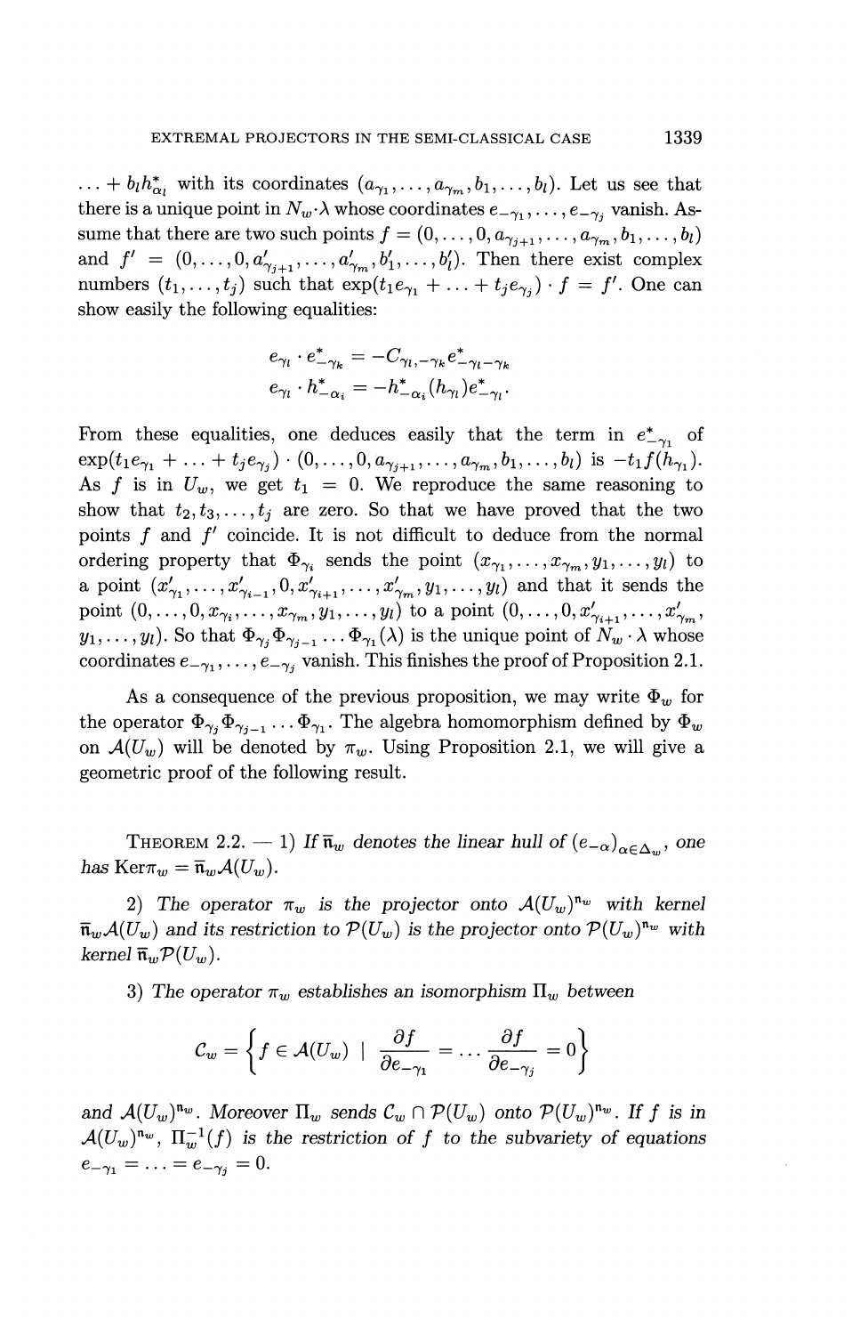$\ldots + b_l h^*_{\alpha_l}$ with its coordinates $(a_{\gamma_1}, \ldots, a_{\gamma_m}, b_1, \ldots, b_l)$. Let us see that there is a unique point in $N_w \cdot \lambda$ whose coordinates $e_{-\gamma_1}, \ldots, e_{-\gamma_j}$ vanish. Assume that there are two such points $f = (0, \ldots, 0, a_{\gamma_{j+1}}, \ldots, a_{\gamma_m}, b_1, \ldots, b_l)$ and $f' = (0, \ldots, 0, a'_{\gamma_{j+1}}, \ldots, a'_{\gamma_m}, b'_1, \ldots, b'_l)$. Then there exist complex numbers $(t_1, \ldots, t_j)$ such that $\exp(t_1 e_{\gamma_1} + \ldots + t_j e_{\gamma_j}) \cdot f = f'$. One can show easily the following equalities:

$$e_{\gamma_l} \cdot e^*_{-\gamma_k} = -C_{\gamma_l, -\gamma_k} e^*_{-\gamma_l - \gamma_k}$$
$$e_{\gamma_l} \cdot h^*_{-\alpha_i} = -h^*_{-\alpha_i}(h_{\gamma_l}) e^*_{-\gamma_l}.$$

From these equalities, one deduces easily that the term in $e^*_{-\gamma_1}$ of $\exp(t_1 e_{\gamma_1} + \ldots + t_j e_{\gamma_j}) \cdot (0, \ldots, 0, a_{\gamma_{j+1}}, \ldots, a_{\gamma_m}, b_1, \ldots, b_l)$ is $-t_1 f(h_{\gamma_1})$. As $f$ is in $U_w$, we get $t_1 = 0$. We reproduce the same reasoning to show that $t_2, t_3, \ldots, t_j$ are zero. So that we have proved that the two points $f$ and $f'$ coincide. It is not difficult to deduce from the normal ordering property that $\Phi_{\gamma_i}$ sends the point $(x_{\gamma_1}, \ldots, x_{\gamma_m}, y_1, \ldots, y_l)$ to a point $(x'_{\gamma_1}, \ldots, x'_{\gamma_{i-1}}, 0, x'_{\gamma_{i+1}}, \ldots, x'_{\gamma_m}, y_1, \ldots, y_l)$ and that it sends the point $(0, \ldots, 0, x_{\gamma_i}, \ldots, x_{\gamma_m}, y_1, \ldots, y_l)$ to a point $(0, \ldots, 0, x'_{\gamma_{i+1}}, \ldots, x'_{\gamma_m}, y_1, \ldots, y_l)$. So that $\Phi_{\gamma_j} \Phi_{\gamma_{j-1}} \ldots \Phi_{\gamma_1}(\lambda)$ is the unique point of $N_w \cdot \lambda$ whose coordinates $e_{-\gamma_1}, \ldots, e_{-\gamma_j}$ vanish. This finishes the proof of Proposition 2.1.

As a consequence of the previous proposition, we may write $\Phi_w$ for the operator $\Phi_{\gamma_j} \Phi_{\gamma_{j-1}} \ldots \Phi_{\gamma_1}$. The algebra homomorphism defined by $\Phi_w$ on $\mathcal{A}(U_w)$ will be denoted by $\pi_w$. Using Proposition 2.1, we will give a geometric proof of the following result.

THEOREM 2.2. — *1) If $\bar{\mathfrak{n}}_w$ denotes the linear hull of $(e_{-\alpha})_{\alpha \in \Delta_w}$, one has* $\mathrm{Ker}\pi_w = \bar{\mathfrak{n}}_w \mathcal{A}(U_w)$.

*2) The operator $\pi_w$ is the projector onto $\mathcal{A}(U_w)^{\mathfrak{n}_w}$ with kernel $\bar{\mathfrak{n}}_w \mathcal{A}(U_w)$ and its restriction to $\mathcal{P}(U_w)$ is the projector onto $\mathcal{P}(U_w)^{\mathfrak{n}_w}$ with kernel $\bar{\mathfrak{n}}_w \mathcal{P}(U_w)$.*

*3) The operator $\pi_w$ establishes an isomorphism $\Pi_w$ between*

$$\mathcal{C}_w = \left\{ f \in \mathcal{A}(U_w) \mid \frac{\partial f}{\partial e_{-\gamma_1}} = \ldots \frac{\partial f}{\partial e_{-\gamma_j}} = 0 \right\}$$

*and $\mathcal{A}(U_w)^{\mathfrak{n}_w}$. Moreover $\Pi_w$ sends $\mathcal{C}_w \cap \mathcal{P}(U_w)$ onto $\mathcal{P}(U_w)^{\mathfrak{n}_w}$. If $f$ is in $\mathcal{A}(U_w)^{\mathfrak{n}_w}$, $\Pi_w^{-1}(f)$ is the restriction of $f$ to the subvariety of equations $e_{-\gamma_1} = \ldots = e_{-\gamma_j} = 0$.*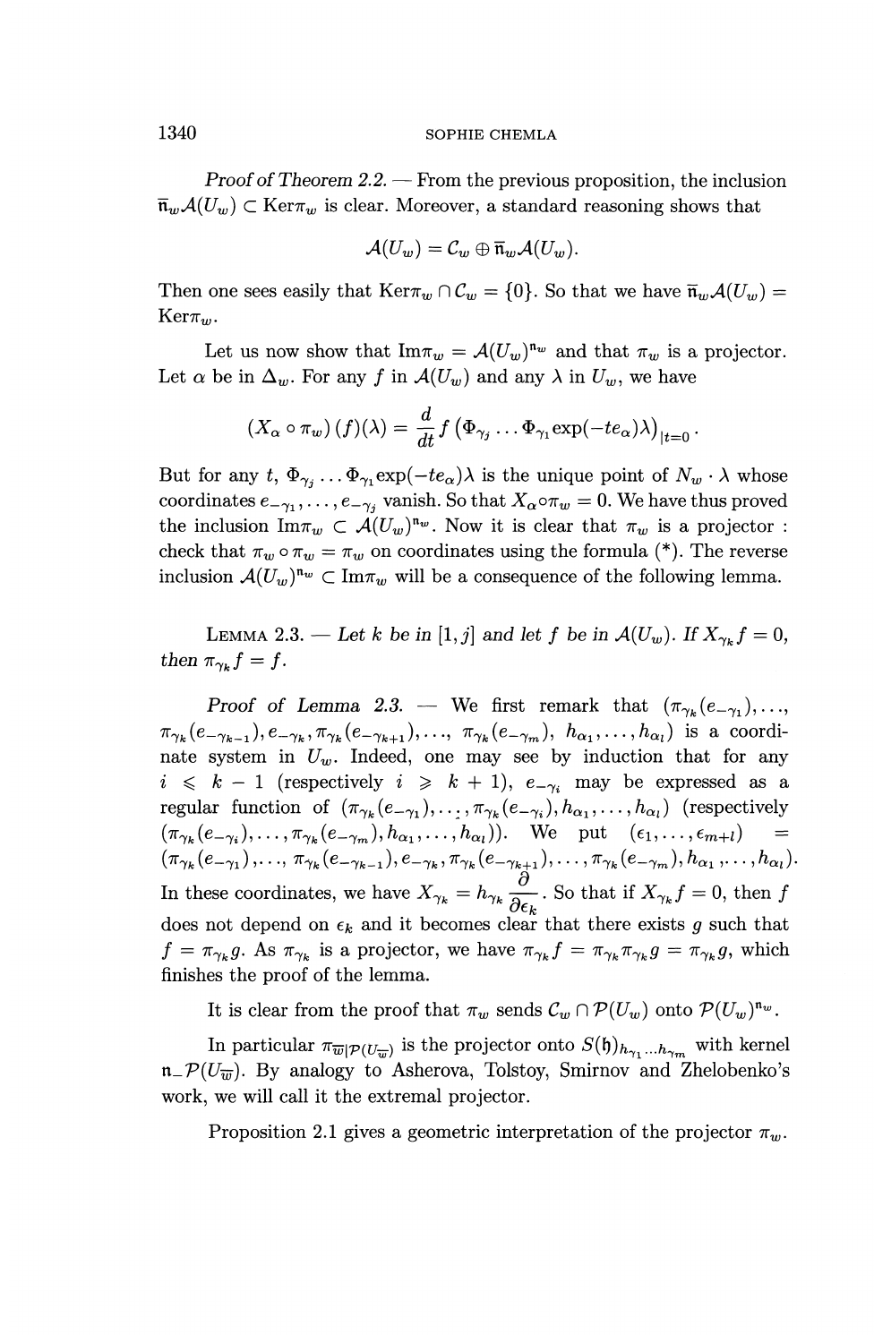*Proof of Theorem 2.2.* — From the previous proposition, the inclusion $\overline{\mathfrak{n}}_w \mathcal{A}(U_w) \subset \mathrm{Ker}\pi_w$ is clear. Moreover, a standard reasoning shows that

$$\mathcal{A}(U_w) = \mathcal{C}_w \oplus \overline{\mathfrak{n}}_w \mathcal{A}(U_w).$$

Then one sees easily that $\mathrm{Ker}\pi_w \cap \mathcal{C}_w = \{0\}$. So that we have $\overline{\mathfrak{n}}_w \mathcal{A}(U_w) = \mathrm{Ker}\pi_w$.

Let us now show that $\mathrm{Im}\pi_w = \mathcal{A}(U_w)^{\mathfrak{n}_w}$ and that $\pi_w$ is a projector. Let $\alpha$ be in $\Delta_w$. For any $f$ in $\mathcal{A}(U_w)$ and any $\lambda$ in $U_w$, we have

$$(X_\alpha \circ \pi_w)(f)(\lambda) = \frac{d}{dt} f\left(\Phi_{\gamma_j} \ldots \Phi_{\gamma_1} \exp(-te_\alpha)\lambda\right)_{|t=0}.$$

But for any $t$, $\Phi_{\gamma_j} \ldots \Phi_{\gamma_1} \exp(-te_\alpha)\lambda$ is the unique point of $N_w \cdot \lambda$ whose coordinates $e_{-\gamma_1}, \ldots, e_{-\gamma_j}$ vanish. So that $X_\alpha \circ \pi_w = 0$. We have thus proved the inclusion $\mathrm{Im}\pi_w \subset \mathcal{A}(U_w)^{\mathfrak{n}_w}$. Now it is clear that $\pi_w$ is a projector : check that $\pi_w \circ \pi_w = \pi_w$ on coordinates using the formula (*). The reverse inclusion $\mathcal{A}(U_w)^{\mathfrak{n}_w} \subset \mathrm{Im}\pi_w$ will be a consequence of the following lemma.

LEMMA 2.3. — *Let $k$ be in $[1, j]$ and let $f$ be in $\mathcal{A}(U_w)$. If $X_{\gamma_k} f = 0$, then $\pi_{\gamma_k} f = f$.*

*Proof of Lemma 2.3.* — We first remark that $(\pi_{\gamma_k}(e_{-\gamma_1}), \ldots, \pi_{\gamma_k}(e_{-\gamma_{k-1}}), e_{-\gamma_k}, \pi_{\gamma_k}(e_{-\gamma_{k+1}}), \ldots, \pi_{\gamma_k}(e_{-\gamma_m}), h_{\alpha_1}, \ldots, h_{\alpha_l})$ is a coordinate system in $U_w$. Indeed, one may see by induction that for any $i \leqslant k-1$ (respectively $i \geqslant k+1$), $e_{-\gamma_i}$ may be expressed as a regular function of $(\pi_{\gamma_k}(e_{-\gamma_1}), \ldots, \pi_{\gamma_k}(e_{-\gamma_i}), h_{\alpha_1}, \ldots, h_{\alpha_l})$ (respectively $(\pi_{\gamma_k}(e_{-\gamma_i}), \ldots, \pi_{\gamma_k}(e_{-\gamma_m}), h_{\alpha_1}, \ldots, h_{\alpha_l})$). We put $(\epsilon_1, \ldots, \epsilon_{m+l}) = (\pi_{\gamma_k}(e_{-\gamma_1}), \ldots, \pi_{\gamma_k}(e_{-\gamma_{k-1}}), e_{-\gamma_k}, \pi_{\gamma_k}(e_{-\gamma_{k+1}}), \ldots, \pi_{\gamma_k}(e_{-\gamma_m}), h_{\alpha_1}, \ldots, h_{\alpha_l})$. In these coordinates, we have $X_{\gamma_k} = h_{\gamma_k} \dfrac{\partial}{\partial \epsilon_k}$. So that if $X_{\gamma_k} f = 0$, then $f$ does not depend on $\epsilon_k$ and it becomes clear that there exists $g$ such that $f = \pi_{\gamma_k} g$. As $\pi_{\gamma_k}$ is a projector, we have $\pi_{\gamma_k} f = \pi_{\gamma_k}\pi_{\gamma_k} g = \pi_{\gamma_k} g$, which finishes the proof of the lemma.

It is clear from the proof that $\pi_w$ sends $\mathcal{C}_w \cap \mathcal{P}(U_w)$ onto $\mathcal{P}(U_w)^{\mathfrak{n}_w}$.

In particular $\pi_{\overline{w}|\mathcal{P}(U_{\overline{w}})}$ is the projector onto $S(\mathfrak{h})_{h_{\gamma_1} \ldots h_{\gamma_m}}$ with kernel $\mathfrak{n}_- \mathcal{P}(U_{\overline{w}})$. By analogy to Asherova, Tolstoy, Smirnov and Zhelobenko's work, we will call it the extremal projector.

Proposition 2.1 gives a geometric interpretation of the projector $\pi_w$.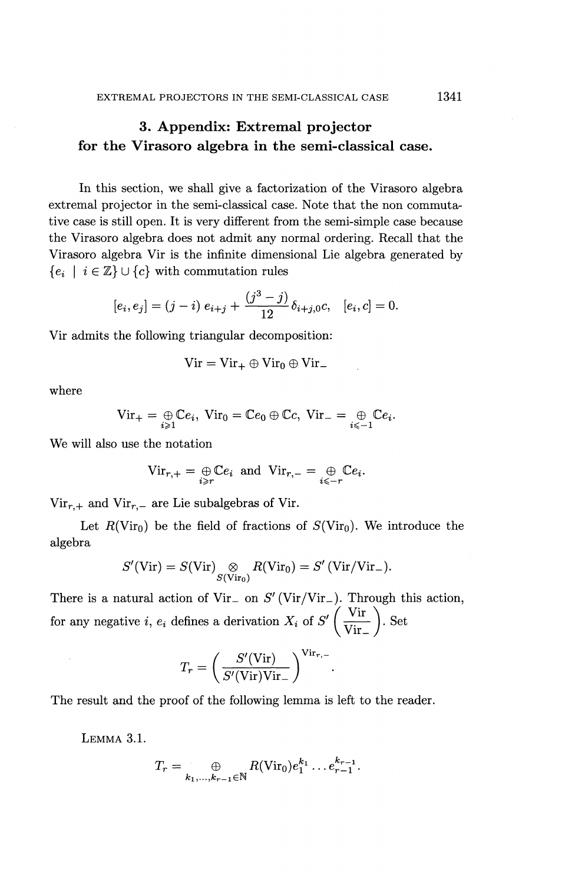## 3. Appendix: Extremal projector for the Virasoro algebra in the semi-classical case.

In this section, we shall give a factorization of the Virasoro algebra extremal projector in the semi-classical case. Note that the non commutative case is still open. It is very different from the semi-simple case because the Virasoro algebra does not admit any normal ordering. Recall that the Virasoro algebra Vir is the infinite dimensional Lie algebra generated by $\{e_i \mid i \in \mathbb{Z}\} \cup \{c\}$ with commutation rules

$$[e_i, e_j] = (j - i)\, e_{i+j} + \frac{(j^3 - j)}{12}\delta_{i+j,0}c, \quad [e_i, c] = 0.$$

Vir admits the following triangular decomposition:

$$\mathrm{Vir} = \mathrm{Vir}_+ \oplus \mathrm{Vir}_0 \oplus \mathrm{Vir}_-$$

where

$$\mathrm{Vir}_+ = \underset{i \geqslant 1}{\oplus} \mathbb{C}e_i, \ \mathrm{Vir}_0 = \mathbb{C}e_0 \oplus \mathbb{C}c, \ \mathrm{Vir}_- = \underset{i \leqslant -1}{\oplus} \mathbb{C}e_i.$$

We will also use the notation

$$\mathrm{Vir}_{r,+} = \underset{i \geqslant r}{\oplus} \mathbb{C}e_i \text{ and } \mathrm{Vir}_{r,-} = \underset{i \leqslant -r}{\oplus} \mathbb{C}e_i.$$

$\mathrm{Vir}_{r,+}$ and $\mathrm{Vir}_{r,-}$ are Lie subalgebras of Vir.

Let $R(\mathrm{Vir}_0)$ be the field of fractions of $S(\mathrm{Vir}_0)$. We introduce the algebra

$$S'(\mathrm{Vir}) = S(\mathrm{Vir}) \underset{S(\mathrm{Vir}_0)}{\otimes} R(\mathrm{Vir}_0) = S'(\mathrm{Vir}/\mathrm{Vir}_-).$$

There is a natural action of $\mathrm{Vir}_-$ on $S'(\mathrm{Vir}/\mathrm{Vir}_-)$. Through this action, for any negative $i$, $e_i$ defines a derivation $X_i$ of $S'\left(\dfrac{\mathrm{Vir}}{\mathrm{Vir}_-}\right)$. Set

$$T_r = \left(\frac{S'(\mathrm{Vir})}{S'(\mathrm{Vir})\mathrm{Vir}_-}\right)^{\mathrm{Vir}_{r,-}}.$$

The result and the proof of the following lemma is left to the reader.

LEMMA 3.1.

$$T_r = \underset{k_1,\ldots,k_{r-1} \in \mathbb{N}}{\oplus} R(\mathrm{Vir}_0) e_1^{k_1} \ldots e_{r-1}^{k_{r-1}}.$$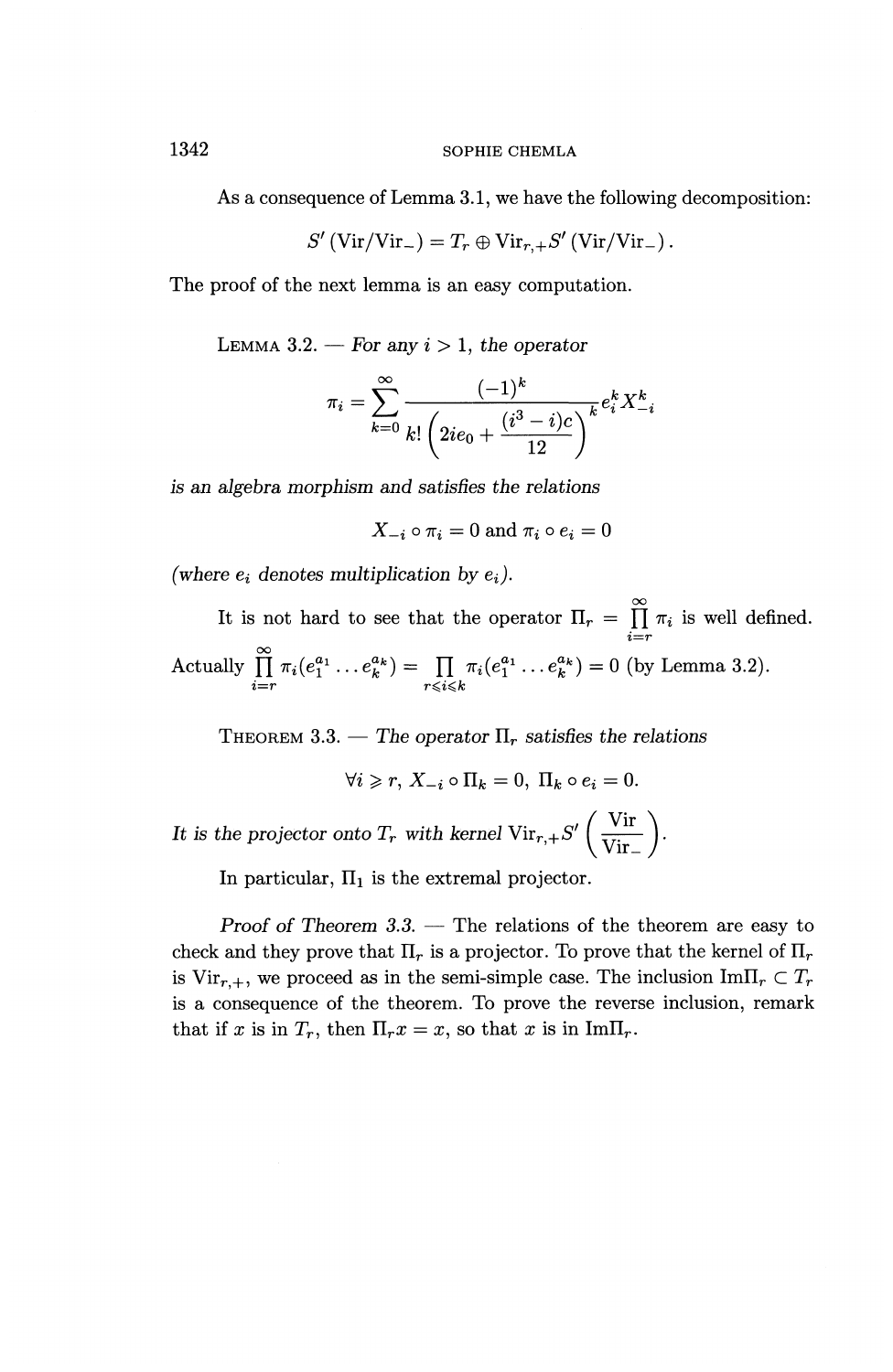As a consequence of Lemma 3.1, we have the following decomposition:

$$S'(\mathrm{Vir}/\mathrm{Vir}_-) = T_r \oplus \mathrm{Vir}_{r,+}S'(\mathrm{Vir}/\mathrm{Vir}_-).$$

The proof of the next lemma is an easy computation.

Lemma 3.2. — *For any $i > 1$, the operator*

$$\pi_i = \sum_{k=0}^{\infty} \frac{(-1)^k}{k!\left(2ie_0 + \dfrac{(i^3-i)c}{12}\right)_k} e_i^k X_{-i}^k$$

*is an algebra morphism and satisfies the relations*

$$X_{-i} \circ \pi_i = 0 \text{ and } \pi_i \circ e_i = 0$$

*(where $e_i$ denotes multiplication by $e_i$).*

It is not hard to see that the operator $\Pi_r = \prod_{i=r}^{\infty} \pi_i$ is well defined. Actually $\prod_{i=r}^{\infty} \pi_i(e_1^{a_1} \dots e_k^{a_k}) = \prod_{r \leqslant i \leqslant k} \pi_i(e_1^{a_1} \dots e_k^{a_k}) = 0$ (by Lemma 3.2).

Theorem 3.3. — *The operator $\Pi_r$ satisfies the relations*

$$\forall i \geqslant r,\ X_{-i} \circ \Pi_k = 0,\ \Pi_k \circ e_i = 0.$$

*It is the projector onto $T_r$ with kernel $\mathrm{Vir}_{r,+}S'\left(\dfrac{\mathrm{Vir}}{\mathrm{Vir}_-}\right)$.*

In particular, $\Pi_1$ is the extremal projector.

*Proof of Theorem 3.3.* — The relations of the theorem are easy to check and they prove that $\Pi_r$ is a projector. To prove that the kernel of $\Pi_r$ is $\mathrm{Vir}_{r,+}$, we proceed as in the semi-simple case. The inclusion $\mathrm{Im}\Pi_r \subset T_r$ is a consequence of the theorem. To prove the reverse inclusion, remark that if $x$ is in $T_r$, then $\Pi_r x = x$, so that $x$ is in $\mathrm{Im}\Pi_r$.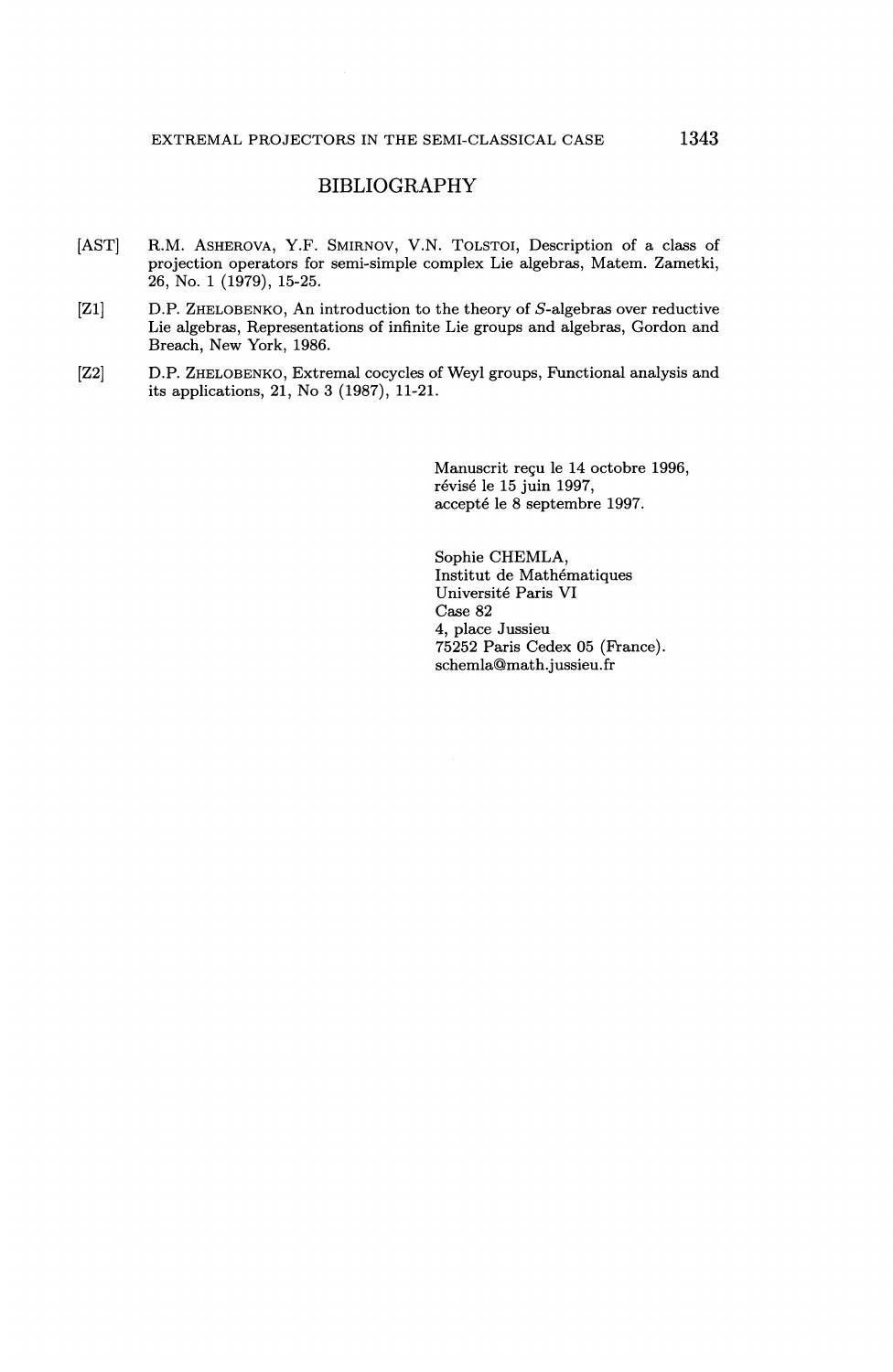## BIBLIOGRAPHY

[AST] R.M. ASHEROVA, Y.F. SMIRNOV, V.N. TOLSTOI, Description of a class of projection operators for semi-simple complex Lie algebras, Matem. Zametki, 26, No. 1 (1979), 15-25.

[Z1] D.P. ZHELOBENKO, An introduction to the theory of $S$-algebras over reductive Lie algebras, Representations of infinite Lie groups and algebras, Gordon and Breach, New York, 1986.

[Z2] D.P. ZHELOBENKO, Extremal cocycles of Weyl groups, Functional analysis and its applications, 21, No 3 (1987), 11-21.

Manuscrit reçu le 14 octobre 1996,
révisé le 15 juin 1997,
accepté le 8 septembre 1997.

Sophie CHEMLA,
Institut de Mathématiques
Université Paris VI
Case 82
4, place Jussieu
75252 Paris Cedex 05 (France).
schemla@math.jussieu.fr